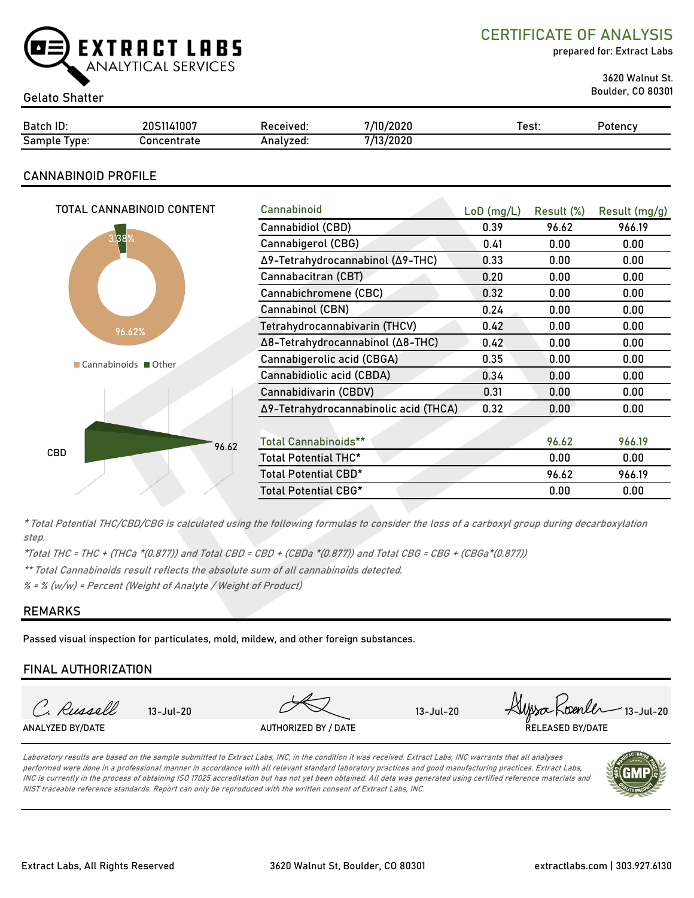EXTRACT LABS
ANALYTICAL SERVICES

# CERTIFICATE OF ANALYSIS

prepared for: Extract Labs

3620 Walnut St.
Boulder, CO 80301

Gelato Shatter

| Batch ID: | 20S1141007 | Received: | 7/10/2020 | Test: | Potency |
|---|---|---|---|---|---|
| Sample Type: | Concentrate | Analyzed: | 7/13/2020 | | |

## CANNABINOID PROFILE

TOTAL CANNABINOID CONTENT

3.38%

96.62%

Cannabinoids ■ Other

CBD 96.62

| Cannabinoid | LoD (mg/L) | Result (%) | Result (mg/g) |
|---|---|---|---|
| Cannabidiol (CBD) | 0.39 | 96.62 | 966.19 |
| Cannabigerol (CBG) | 0.41 | 0.00 | 0.00 |
| Δ9-Tetrahydrocannabinol (Δ9-THC) | 0.33 | 0.00 | 0.00 |
| Cannabacitran (CBT) | 0.20 | 0.00 | 0.00 |
| Cannabichromene (CBC) | 0.32 | 0.00 | 0.00 |
| Cannabinol (CBN) | 0.24 | 0.00 | 0.00 |
| Tetrahydrocannabivarin (THCV) | 0.42 | 0.00 | 0.00 |
| Δ8-Tetrahydrocannabinol (Δ8-THC) | 0.42 | 0.00 | 0.00 |
| Cannabigerolic acid (CBGA) | 0.35 | 0.00 | 0.00 |
| Cannabidiolic acid (CBDA) | 0.34 | 0.00 | 0.00 |
| Cannabidivarin (CBDV) | 0.31 | 0.00 | 0.00 |
| Δ9-Tetrahydrocannabinolic acid (THCA) | 0.32 | 0.00 | 0.00 |
| | | | |
| Total Cannabinoids** | | 96.62 | 966.19 |
| Total Potential THC* | | 0.00 | 0.00 |
| Total Potential CBD* | | 96.62 | 966.19 |
| Total Potential CBG* | | 0.00 | 0.00 |

*\* Total Potential THC/CBD/CBG is calculated using the following formulas to consider the loss of a carboxyl group during decarboxylation step.*

*\*Total THC = THC + (THCa \*(0.877)) and Total CBD = CBD + (CBDa \*(0.877)) and Total CBG = CBG + (CBGa\*(0.877))*

*\*\* Total Cannabinoids result reflects the absolute sum of all cannabinoids detected.*

*% = % (w/w) = Percent (Weight of Analyte / Weight of Product)*

## REMARKS

Passed visual inspection for particulates, mold, mildew, and other foreign substances.

## FINAL AUTHORIZATION

| C. Russell 13-Jul-20 | 13-Jul-20 | Alyssa Roesler 13-Jul-20 |
|---|---|---|
| ANALYZED BY/DATE | AUTHORIZED BY / DATE | RELEASED BY/DATE |

*Laboratory results are based on the sample submitted to Extract Labs, INC, in the condition it was received. Extract Labs, INC warrants that all analyses performed were done in a professional manner in accordance with all relevant standard laboratory practices and good manufacturing practices. Extract Labs, INC is currently in the process of obtaining ISO 17025 accreditation but has not yet been obtained. All data was generated using certified reference materials and NIST traceable reference standards. Report can only be reproduced with the written consent of Extract Labs, INC.*

GMP

Extract Labs, All Rights Reserved | 3620 Walnut St, Boulder, CO 80301 | extractlabs.com | 303.927.6130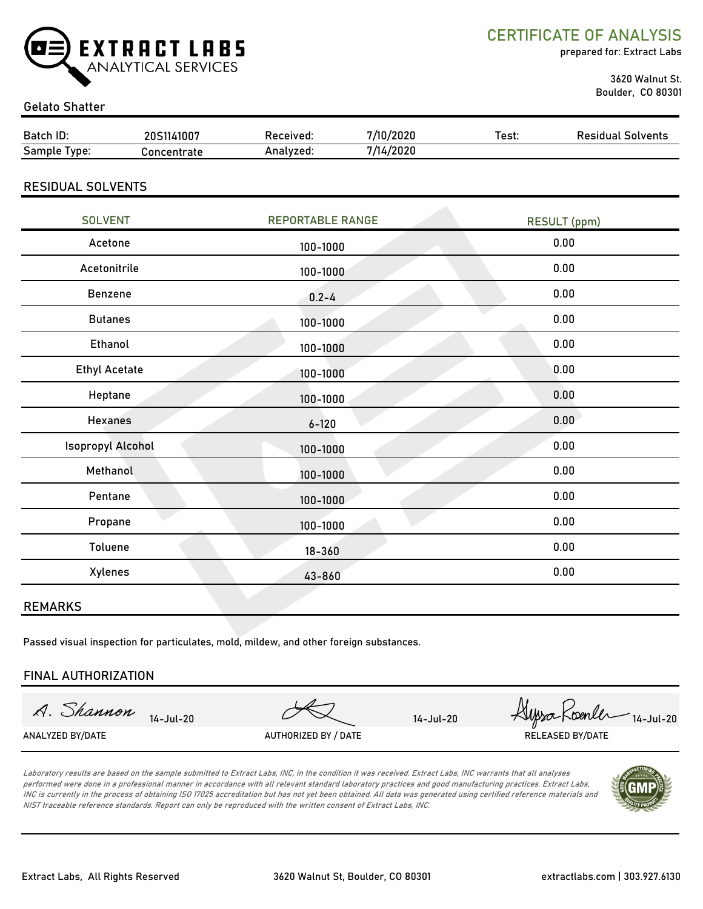EXTRACT LABS ANALYTICAL SERVICES

# CERTIFICATE OF ANALYSIS

prepared for: Extract Labs

3620 Walnut St.
Boulder, CO 80301

## Gelato Shatter

| Batch ID: | 20S1141007 | Received: | 7/10/2020 | Test: | Residual Solvents |
|---|---|---|---|---|---|
| Sample Type: | Concentrate | Analyzed: | 7/14/2020 | | |

## RESIDUAL SOLVENTS

| SOLVENT | REPORTABLE RANGE | RESULT (ppm) |
|---|---|---|
| Acetone | 100-1000 | 0.00 |
| Acetonitrile | 100-1000 | 0.00 |
| Benzene | 0.2-4 | 0.00 |
| Butanes | 100-1000 | 0.00 |
| Ethanol | 100-1000 | 0.00 |
| Ethyl Acetate | 100-1000 | 0.00 |
| Heptane | 100-1000 | 0.00 |
| Hexanes | 6-120 | 0.00 |
| Isopropyl Alcohol | 100-1000 | 0.00 |
| Methanol | 100-1000 | 0.00 |
| Pentane | 100-1000 | 0.00 |
| Propane | 100-1000 | 0.00 |
| Toluene | 18-360 | 0.00 |
| Xylenes | 43-860 | 0.00 |

## REMARKS

Passed visual inspection for particulates, mold, mildew, and other foreign substances.

## FINAL AUTHORIZATION

| A. Shannon 14-Jul-20 | 14-Jul-20 | Alyssa Roenler 14-Jul-20 |
|---|---|---|
| ANALYZED BY/DATE | AUTHORIZED BY / DATE | RELEASED BY/DATE |

*Laboratory results are based on the sample submitted to Extract Labs, INC, in the condition it was received. Extract Labs, INC warrants that all analyses performed were done in a professional manner in accordance with all relevant standard laboratory practices and good manufacturing practices. Extract Labs, INC is currently in the process of obtaining ISO 17025 accreditation but has not yet been obtained. All data was generated using certified reference materials and NIST traceable reference standards. Report can only be reproduced with the written consent of Extract Labs, INC.*

Extract Labs, All Rights Reserved | 3620 Walnut St, Boulder, CO 80301 | extractlabs.com | 303.927.6130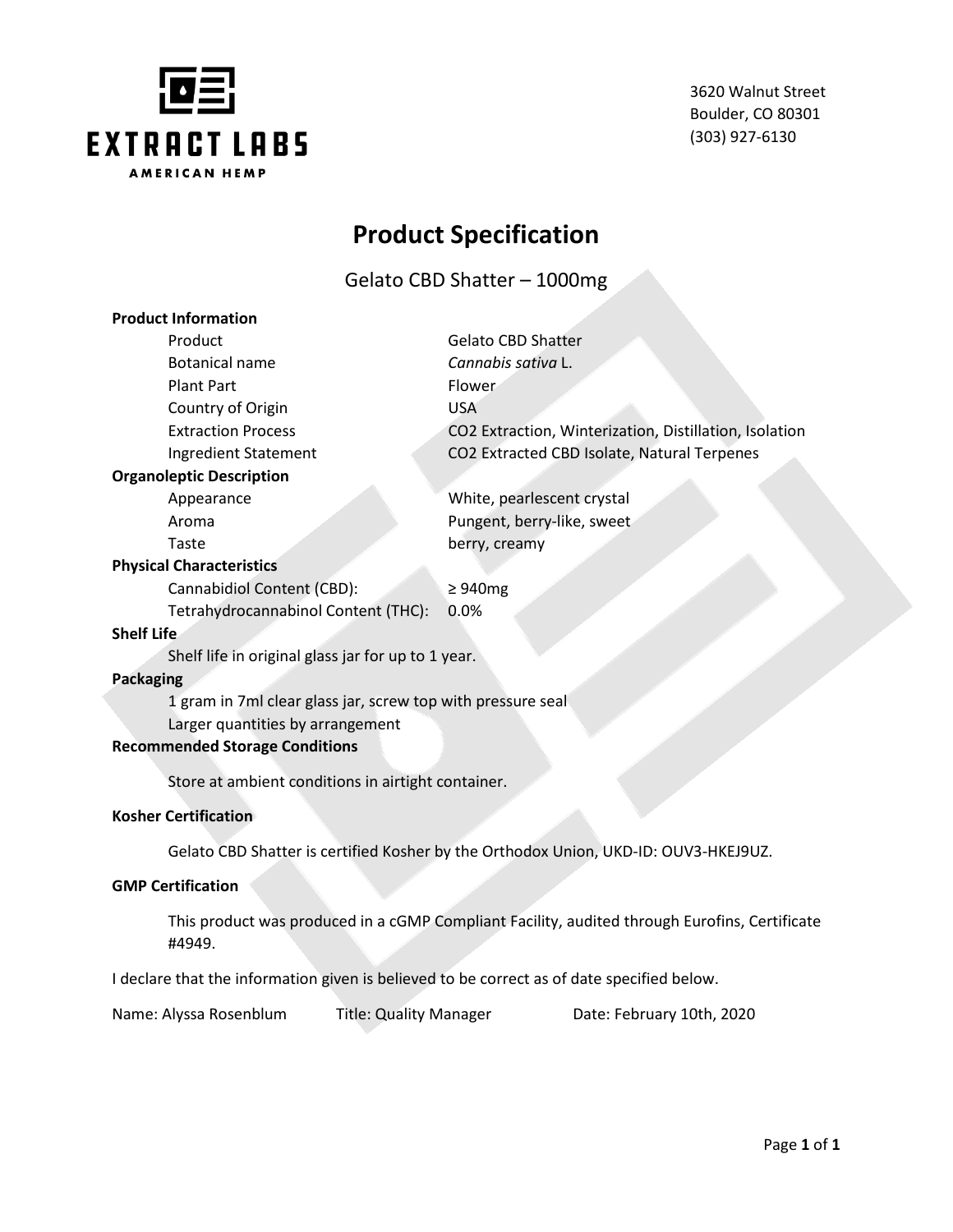EXTRACT LABS
AMERICAN HEMP

3620 Walnut Street
Boulder, CO 80301
(303) 927-6130

# Product Specification

## Gelato CBD Shatter – 1000mg

**Product Information**

| | |
|---|---|
| Product | Gelato CBD Shatter |
| Botanical name | *Cannabis sativa* L. |
| Plant Part | Flower |
| Country of Origin | USA |
| Extraction Process | $CO_2$ Extraction, Winterization, Distillation, Isolation |
| Ingredient Statement | $CO_2$ Extracted CBD Isolate, Natural Terpenes |

**Organoleptic Description**

| | |
|---|---|
| Appearance | White, pearlescent crystal |
| Aroma | Pungent, berry-like, sweet |
| Taste | berry, creamy |

**Physical Characteristics**

| | |
|---|---|
| Cannabidiol Content (CBD): | ≥ 940mg |
| Tetrahydrocannabinol Content (THC): | 0.0% |

**Shelf Life**

Shelf life in original glass jar for up to 1 year.

**Packaging**

1 gram in 7ml clear glass jar, screw top with pressure seal
Larger quantities by arrangement

**Recommended Storage Conditions**

Store at ambient conditions in airtight container.

**Kosher Certification**

Gelato CBD Shatter is certified Kosher by the Orthodox Union, UKD-ID: OUV3-HKEJ9UZ.

**GMP Certification**

This product was produced in a cGMP Compliant Facility, audited through Eurofins, Certificate #4949.

I declare that the information given is believed to be correct as of date specified below.

Name: Alyssa Rosenblum Title: Quality Manager Date: February 10th, 2020